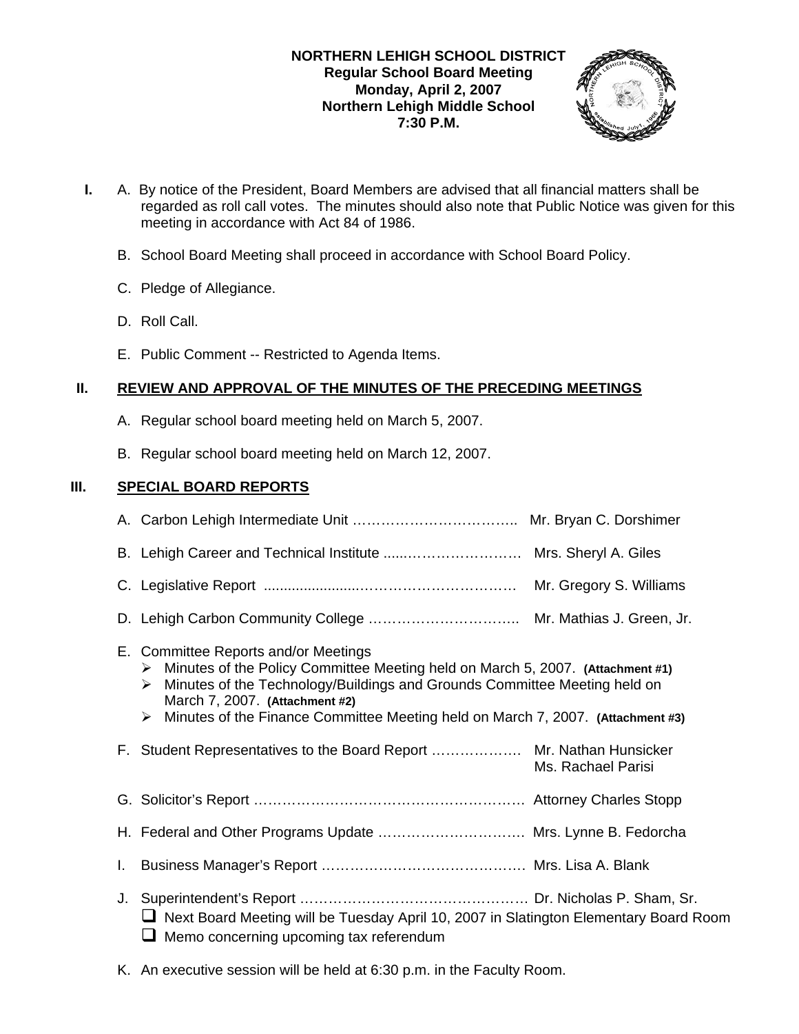**NORTHERN LEHIGH SCHOOL DISTRICT**
**Regular School Board Meeting**
**Monday, April 2, 2007**
**Northern Lehigh Middle School**
**7:30 P.M.**

**I.** A. By notice of the President, Board Members are advised that all financial matters shall be regarded as roll call votes. The minutes should also note that Public Notice was given for this meeting in accordance with Act 84 of 1986.

B. School Board Meeting shall proceed in accordance with School Board Policy.

C. Pledge of Allegiance.

D. Roll Call.

E. Public Comment -- Restricted to Agenda Items.

## II. REVIEW AND APPROVAL OF THE MINUTES OF THE PRECEDING MEETINGS

A. Regular school board meeting held on March 5, 2007.

B. Regular school board meeting held on March 12, 2007.

## III. SPECIAL BOARD REPORTS

A. Carbon Lehigh Intermediate Unit …………………………….. Mr. Bryan C. Dorshimer

B. Lehigh Career and Technical Institute .....………………… Mrs. Sheryl A. Giles

C. Legislative Report .......................…………………………… Mr. Gregory S. Williams

D. Lehigh Carbon Community College ………………………….. Mr. Mathias J. Green, Jr.

E. Committee Reports and/or Meetings
- Minutes of the Policy Committee Meeting held on March 5, 2007. **(Attachment #1)**
- Minutes of the Technology/Buildings and Grounds Committee Meeting held on March 7, 2007. **(Attachment #2)**
- Minutes of the Finance Committee Meeting held on March 7, 2007. **(Attachment #3)**

F. Student Representatives to the Board Report ………………. Mr. Nathan Hunsicker
Ms. Rachael Parisi

G. Solicitor's Report ………………………………………………… Attorney Charles Stopp

H. Federal and Other Programs Update …………………………. Mrs. Lynne B. Fedorcha

I. Business Manager's Report ……………………………………. Mrs. Lisa A. Blank

J. Superintendent's Report ………………………………………… Dr. Nicholas P. Sham, Sr.
- ☐ Next Board Meeting will be Tuesday April 10, 2007 in Slatington Elementary Board Room
- ☐ Memo concerning upcoming tax referendum

K. An executive session will be held at 6:30 p.m. in the Faculty Room.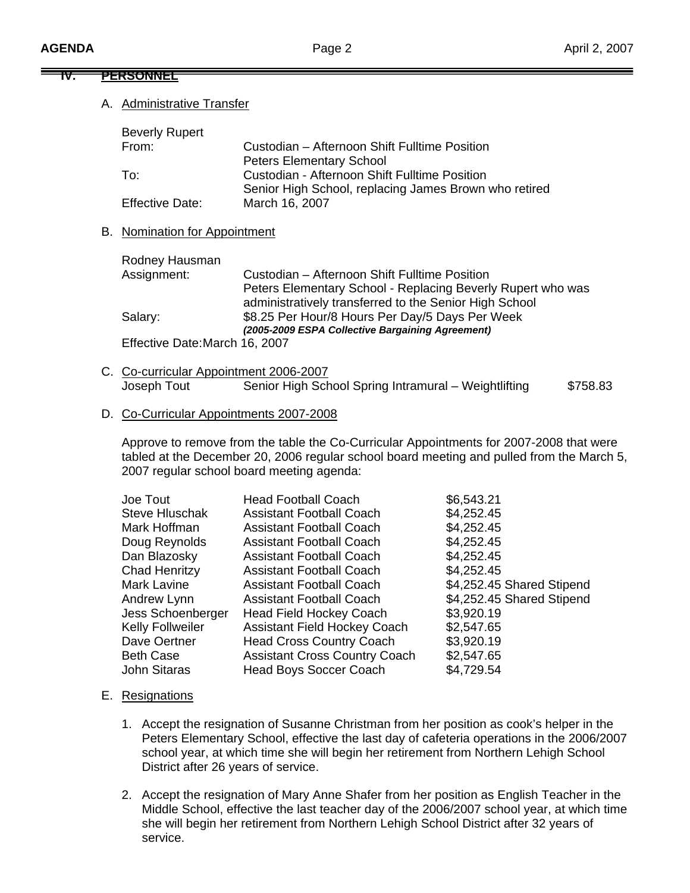## IV. PERSONNEL

A. Administrative Transfer

Beverly Rupert

| | |
|---|---|
| From: | Custodian – Afternoon Shift Fulltime Position<br>Peters Elementary School |
| To: | Custodian - Afternoon Shift Fulltime Position<br>Senior High School, replacing James Brown who retired |
| Effective Date: | March 16, 2007 |

B. Nomination for Appointment

Rodney Hausman

| | |
|---|---|
| Assignment: | Custodian – Afternoon Shift Fulltime Position<br>Peters Elementary School - Replacing Beverly Rupert who was administratively transferred to the Senior High School |
| Salary: | $8.25 Per Hour/8 Hours Per Day/5 Days Per Week<br>***(2005-2009 ESPA Collective Bargaining Agreement)*** |

Effective Date: March 16, 2007

C. Co-curricular Appointment 2006-2007

| | | |
|---|---|---|
| Joseph Tout | Senior High School Spring Intramural – Weightlifting | $758.83 |

D. Co-Curricular Appointments 2007-2008

Approve to remove from the table the Co-Curricular Appointments for 2007-2008 that were tabled at the December 20, 2006 regular school board meeting and pulled from the March 5, 2007 regular school board meeting agenda:

| | | |
|---|---|---|
| Joe Tout | Head Football Coach | $6,543.21 |
| Steve Hluschak | Assistant Football Coach | $4,252.45 |
| Mark Hoffman | Assistant Football Coach | $4,252.45 |
| Doug Reynolds | Assistant Football Coach | $4,252.45 |
| Dan Blazosky | Assistant Football Coach | $4,252.45 |
| Chad Henritzy | Assistant Football Coach | $4,252.45 |
| Mark Lavine | Assistant Football Coach | $4,252.45 Shared Stipend |
| Andrew Lynn | Assistant Football Coach | $4,252.45 Shared Stipend |
| Jess Schoenberger | Head Field Hockey Coach | $3,920.19 |
| Kelly Follweiler | Assistant Field Hockey Coach | $2,547.65 |
| Dave Oertner | Head Cross Country Coach | $3,920.19 |
| Beth Case | Assistant Cross Country Coach | $2,547.65 |
| John Sitaras | Head Boys Soccer Coach | $4,729.54 |

E. Resignations

1. Accept the resignation of Susanne Christman from her position as cook's helper in the Peters Elementary School, effective the last day of cafeteria operations in the 2006/2007 school year, at which time she will begin her retirement from Northern Lehigh School District after 26 years of service.

2. Accept the resignation of Mary Anne Shafer from her position as English Teacher in the Middle School, effective the last teacher day of the 2006/2007 school year, at which time she will begin her retirement from Northern Lehigh School District after 32 years of service.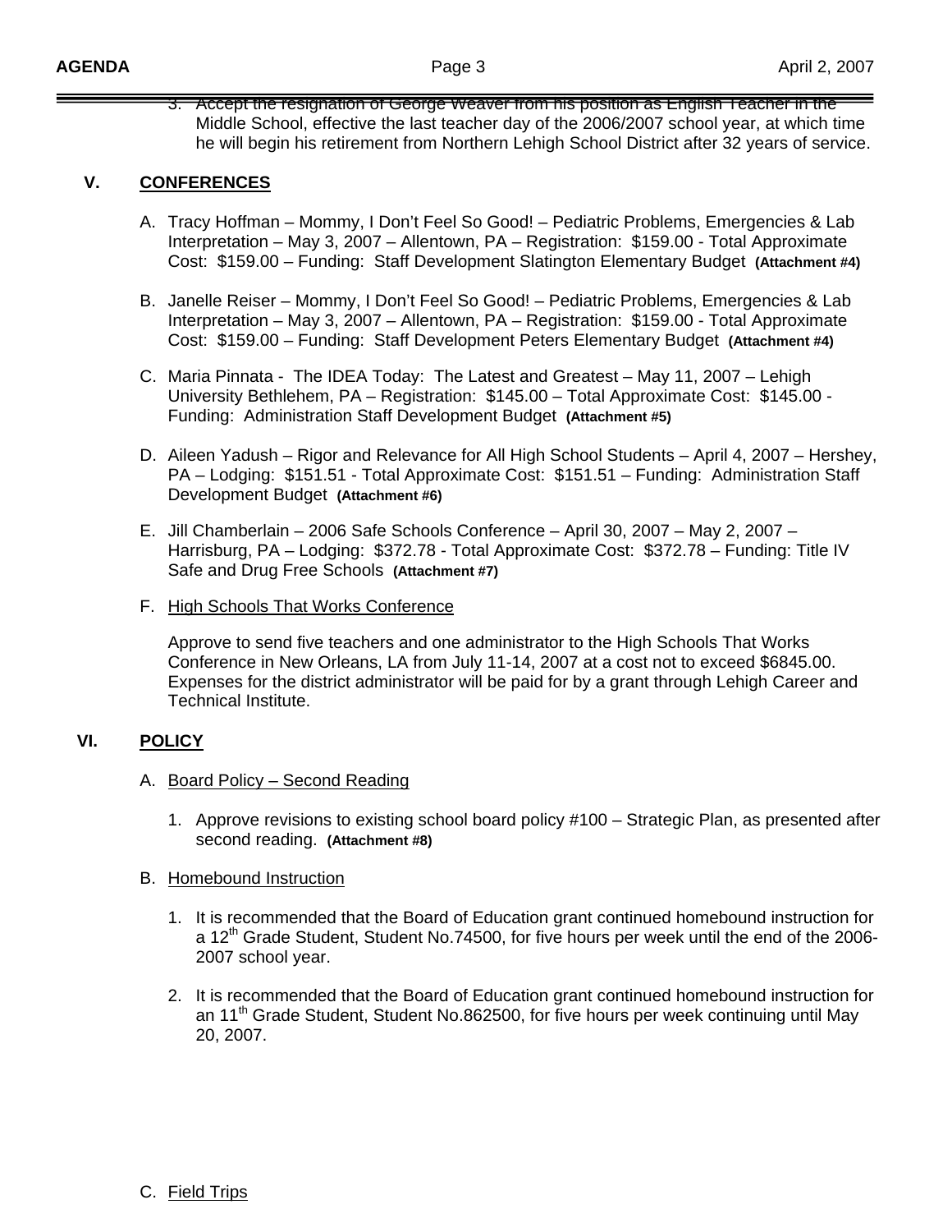3. Accept the resignation of George Weaver from his position as English Teacher in the Middle School, effective the last teacher day of the 2006/2007 school year, at which time he will begin his retirement from Northern Lehigh School District after 32 years of service.

## V. CONFERENCES

A. Tracy Hoffman – Mommy, I Don't Feel So Good! – Pediatric Problems, Emergencies & Lab Interpretation – May 3, 2007 – Allentown, PA – Registration: $159.00 - Total Approximate Cost: $159.00 – Funding: Staff Development Slatington Elementary Budget **(Attachment #4)**

B. Janelle Reiser – Mommy, I Don't Feel So Good! – Pediatric Problems, Emergencies & Lab Interpretation – May 3, 2007 – Allentown, PA – Registration: $159.00 - Total Approximate Cost: $159.00 – Funding: Staff Development Peters Elementary Budget **(Attachment #4)**

C. Maria Pinnata - The IDEA Today: The Latest and Greatest – May 11, 2007 – Lehigh University Bethlehem, PA – Registration: $145.00 – Total Approximate Cost: $145.00 - Funding: Administration Staff Development Budget **(Attachment #5)**

D. Aileen Yadush – Rigor and Relevance for All High School Students – April 4, 2007 – Hershey, PA – Lodging: $151.51 - Total Approximate Cost: $151.51 – Funding: Administration Staff Development Budget **(Attachment #6)**

E. Jill Chamberlain – 2006 Safe Schools Conference – April 30, 2007 – May 2, 2007 – Harrisburg, PA – Lodging: $372.78 - Total Approximate Cost: $372.78 – Funding: Title IV Safe and Drug Free Schools **(Attachment #7)**

F. High Schools That Works Conference

Approve to send five teachers and one administrator to the High Schools That Works Conference in New Orleans, LA from July 11-14, 2007 at a cost not to exceed $6845.00. Expenses for the district administrator will be paid for by a grant through Lehigh Career and Technical Institute.

## VI. POLICY

A. Board Policy – Second Reading

1. Approve revisions to existing school board policy #100 – Strategic Plan, as presented after second reading. **(Attachment #8)**

B. Homebound Instruction

1. It is recommended that the Board of Education grant continued homebound instruction for a 12th Grade Student, Student No.74500, for five hours per week until the end of the 2006-2007 school year.

2. It is recommended that the Board of Education grant continued homebound instruction for an 11th Grade Student, Student No.862500, for five hours per week continuing until May 20, 2007.

C. Field Trips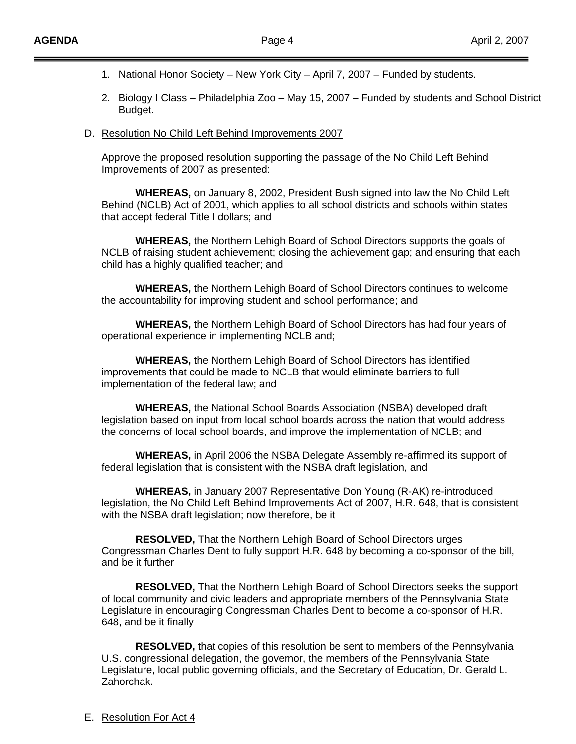1. National Honor Society – New York City – April 7, 2007 – Funded by students.

2. Biology I Class – Philadelphia Zoo – May 15, 2007 – Funded by students and School District Budget.

D. Resolution No Child Left Behind Improvements 2007

Approve the proposed resolution supporting the passage of the No Child Left Behind Improvements of 2007 as presented:

**WHEREAS,** on January 8, 2002, President Bush signed into law the No Child Left Behind (NCLB) Act of 2001, which applies to all school districts and schools within states that accept federal Title I dollars; and

**WHEREAS,** the Northern Lehigh Board of School Directors supports the goals of NCLB of raising student achievement; closing the achievement gap; and ensuring that each child has a highly qualified teacher; and

**WHEREAS,** the Northern Lehigh Board of School Directors continues to welcome the accountability for improving student and school performance; and

**WHEREAS,** the Northern Lehigh Board of School Directors has had four years of operational experience in implementing NCLB and;

**WHEREAS,** the Northern Lehigh Board of School Directors has identified improvements that could be made to NCLB that would eliminate barriers to full implementation of the federal law; and

**WHEREAS,** the National School Boards Association (NSBA) developed draft legislation based on input from local school boards across the nation that would address the concerns of local school boards, and improve the implementation of NCLB; and

**WHEREAS,** in April 2006 the NSBA Delegate Assembly re-affirmed its support of federal legislation that is consistent with the NSBA draft legislation, and

**WHEREAS,** in January 2007 Representative Don Young (R-AK) re-introduced legislation, the No Child Left Behind Improvements Act of 2007, H.R. 648, that is consistent with the NSBA draft legislation; now therefore, be it

**RESOLVED,** That the Northern Lehigh Board of School Directors urges Congressman Charles Dent to fully support H.R. 648 by becoming a co-sponsor of the bill, and be it further

**RESOLVED,** That the Northern Lehigh Board of School Directors seeks the support of local community and civic leaders and appropriate members of the Pennsylvania State Legislature in encouraging Congressman Charles Dent to become a co-sponsor of H.R. 648, and be it finally

**RESOLVED,** that copies of this resolution be sent to members of the Pennsylvania U.S. congressional delegation, the governor, the members of the Pennsylvania State Legislature, local public governing officials, and the Secretary of Education, Dr. Gerald L. Zahorchak.

E. Resolution For Act 4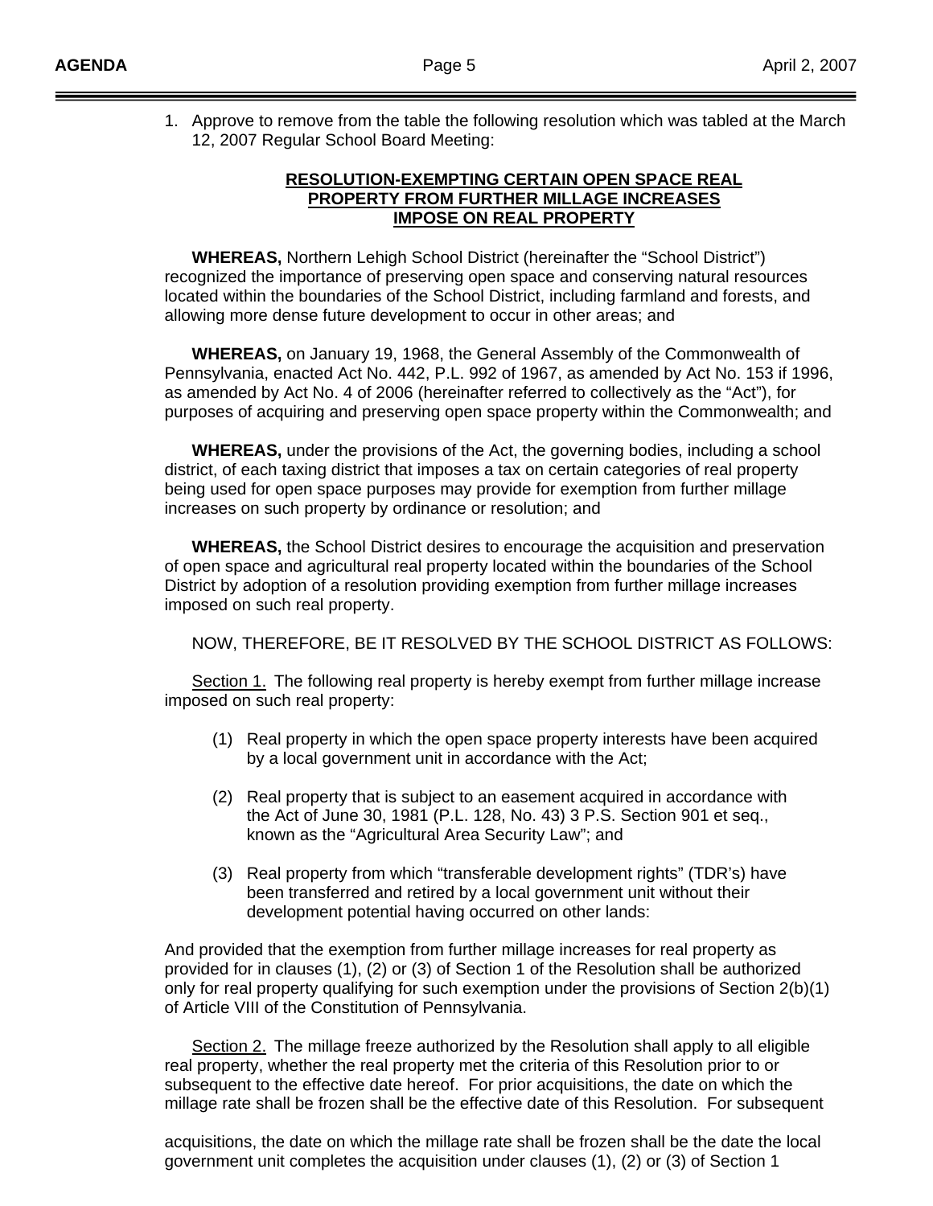1. Approve to remove from the table the following resolution which was tabled at the March 12, 2007 Regular School Board Meeting:

**RESOLUTION-EXEMPTING CERTAIN OPEN SPACE REAL PROPERTY FROM FURTHER MILLAGE INCREASES IMPOSE ON REAL PROPERTY**

**WHEREAS,** Northern Lehigh School District (hereinafter the "School District") recognized the importance of preserving open space and conserving natural resources located within the boundaries of the School District, including farmland and forests, and allowing more dense future development to occur in other areas; and

**WHEREAS,** on January 19, 1968, the General Assembly of the Commonwealth of Pennsylvania, enacted Act No. 442, P.L. 992 of 1967, as amended by Act No. 153 if 1996, as amended by Act No. 4 of 2006 (hereinafter referred to collectively as the "Act"), for purposes of acquiring and preserving open space property within the Commonwealth; and

**WHEREAS,** under the provisions of the Act, the governing bodies, including a school district, of each taxing district that imposes a tax on certain categories of real property being used for open space purposes may provide for exemption from further millage increases on such property by ordinance or resolution; and

**WHEREAS,** the School District desires to encourage the acquisition and preservation of open space and agricultural real property located within the boundaries of the School District by adoption of a resolution providing exemption from further millage increases imposed on such real property.

NOW, THEREFORE, BE IT RESOLVED BY THE SCHOOL DISTRICT AS FOLLOWS:

Section 1. The following real property is hereby exempt from further millage increase imposed on such real property:

(1) Real property in which the open space property interests have been acquired by a local government unit in accordance with the Act;

(2) Real property that is subject to an easement acquired in accordance with the Act of June 30, 1981 (P.L. 128, No. 43) 3 P.S. Section 901 et seq., known as the "Agricultural Area Security Law"; and

(3) Real property from which "transferable development rights" (TDR's) have been transferred and retired by a local government unit without their development potential having occurred on other lands:

And provided that the exemption from further millage increases for real property as provided for in clauses (1), (2) or (3) of Section 1 of the Resolution shall be authorized only for real property qualifying for such exemption under the provisions of Section 2(b)(1) of Article VIII of the Constitution of Pennsylvania.

Section 2. The millage freeze authorized by the Resolution shall apply to all eligible real property, whether the real property met the criteria of this Resolution prior to or subsequent to the effective date hereof. For prior acquisitions, the date on which the millage rate shall be frozen shall be the effective date of this Resolution. For subsequent acquisitions, the date on which the millage rate shall be frozen shall be the date the local government unit completes the acquisition under clauses (1), (2) or (3) of Section 1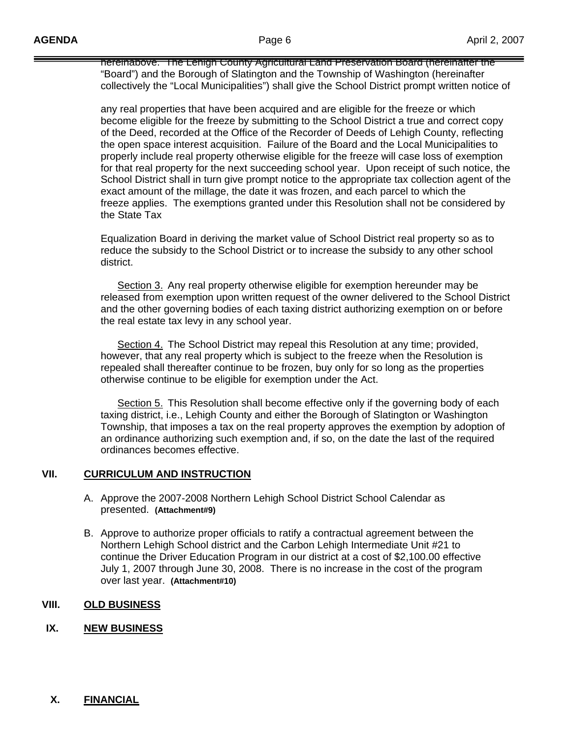hereinabove. The Lehigh County Agricultural Land Preservation Board (hereinafter the "Board") and the Borough of Slatington and the Township of Washington (hereinafter collectively the "Local Municipalities") shall give the School District prompt written notice of

any real properties that have been acquired and are eligible for the freeze or which become eligible for the freeze by submitting to the School District a true and correct copy of the Deed, recorded at the Office of the Recorder of Deeds of Lehigh County, reflecting the open space interest acquisition. Failure of the Board and the Local Municipalities to properly include real property otherwise eligible for the freeze will case loss of exemption for that real property for the next succeeding school year. Upon receipt of such notice, the School District shall in turn give prompt notice to the appropriate tax collection agent of the exact amount of the millage, the date it was frozen, and each parcel to which the freeze applies. The exemptions granted under this Resolution shall not be considered by the State Tax

Equalization Board in deriving the market value of School District real property so as to reduce the subsidy to the School District or to increase the subsidy to any other school district.

Section 3. Any real property otherwise eligible for exemption hereunder may be released from exemption upon written request of the owner delivered to the School District and the other governing bodies of each taxing district authorizing exemption on or before the real estate tax levy in any school year.

Section 4. The School District may repeal this Resolution at any time; provided, however, that any real property which is subject to the freeze when the Resolution is repealed shall thereafter continue to be frozen, buy only for so long as the properties otherwise continue to be eligible for exemption under the Act.

Section 5. This Resolution shall become effective only if the governing body of each taxing district, i.e., Lehigh County and either the Borough of Slatington or Washington Township, that imposes a tax on the real property approves the exemption by adoption of an ordinance authorizing such exemption and, if so, on the date the last of the required ordinances becomes effective.

## VII. CURRICULUM AND INSTRUCTION

A. Approve the 2007-2008 Northern Lehigh School District School Calendar as presented. **(Attachment#9)**

B. Approve to authorize proper officials to ratify a contractual agreement between the Northern Lehigh School district and the Carbon Lehigh Intermediate Unit #21 to continue the Driver Education Program in our district at a cost of $2,100.00 effective July 1, 2007 through June 30, 2008. There is no increase in the cost of the program over last year. **(Attachment#10)**

## VIII. OLD BUSINESS

## IX. NEW BUSINESS

## X. FINANCIAL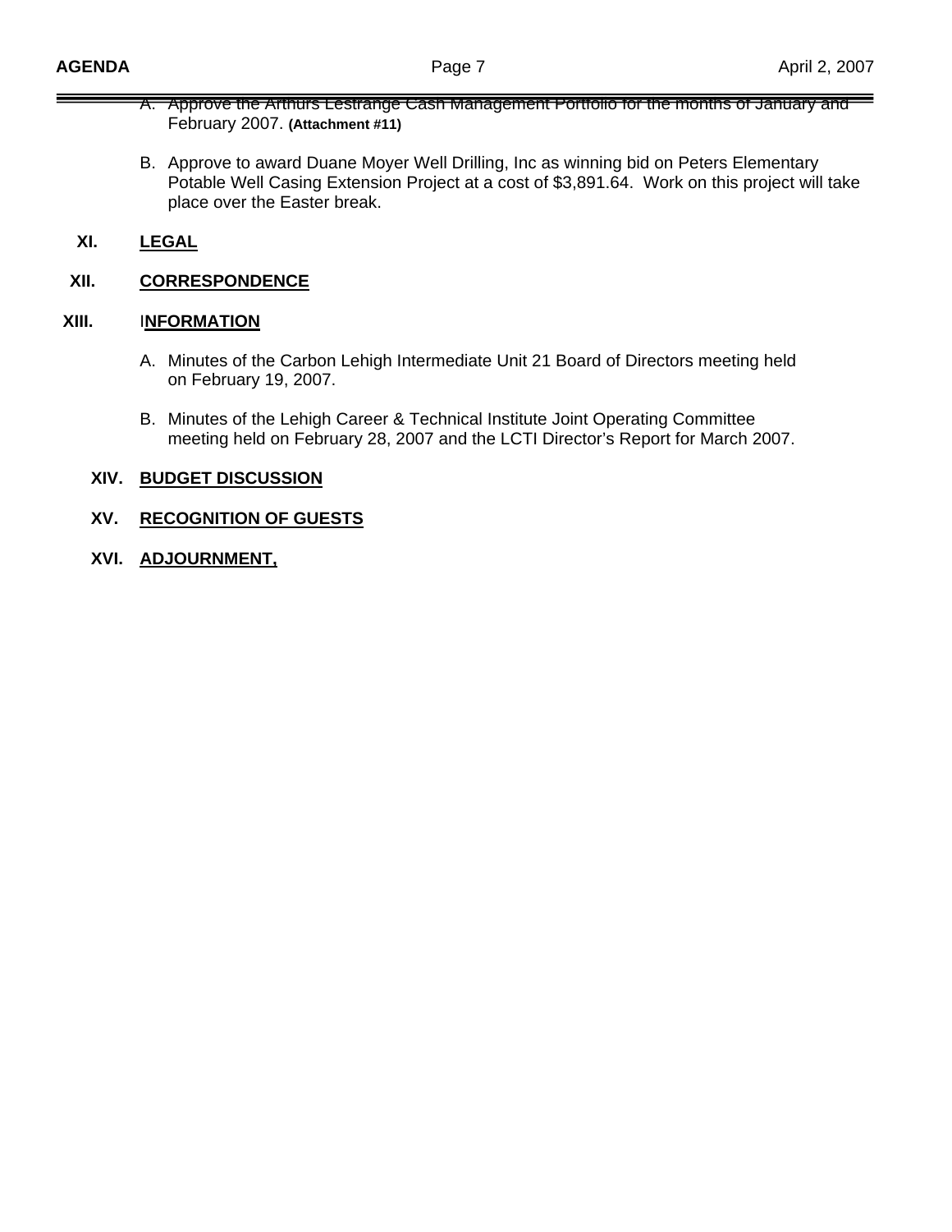A. Approve the Arthurs Lestrange Cash Management Portfolio for the months of January and February 2007. **(Attachment #11)**

B. Approve to award Duane Moyer Well Drilling, Inc as winning bid on Peters Elementary Potable Well Casing Extension Project at a cost of $3,891.64. Work on this project will take place over the Easter break.

## XI. LEGAL

## XII. CORRESPONDENCE

## XIII. INFORMATION

A. Minutes of the Carbon Lehigh Intermediate Unit 21 Board of Directors meeting held on February 19, 2007.

B. Minutes of the Lehigh Career & Technical Institute Joint Operating Committee meeting held on February 28, 2007 and the LCTI Director's Report for March 2007.

## XIV. BUDGET DISCUSSION

## XV. RECOGNITION OF GUESTS

## XVI. ADJOURNMENT,